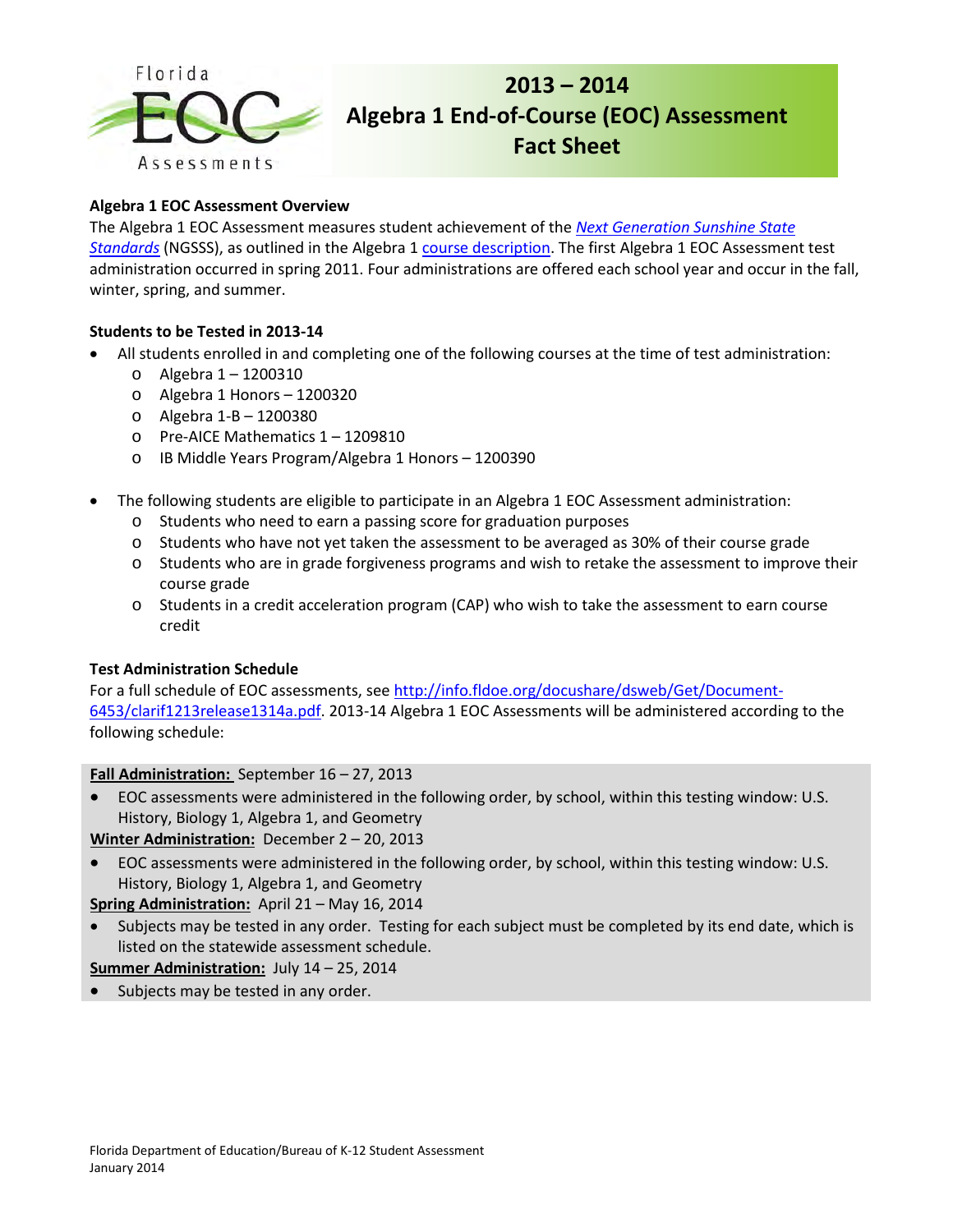# 2013 – 2014 Algebra 1 End-of-Course (EOC) Assessment Fact Sheet

### Algebra 1 EOC Assessment Overview

The Algebra 1 EOC Assessment measures student achievement of the *Next Generation Sunshine State Standards* (NGSSS), as outlined in the Algebra 1 course description. The first Algebra 1 EOC Assessment test administration occurred in spring 2011. Four administrations are offered each school year and occur in the fall, winter, spring, and summer.

### Students to be Tested in 2013-14

- All students enrolled in and completing one of the following courses at the time of test administration:
  - Algebra 1 – 1200310
  - Algebra 1 Honors – 1200320
  - Algebra 1-B – 1200380
  - Pre-AICE Mathematics 1 – 1209810
  - IB Middle Years Program/Algebra 1 Honors – 1200390
- The following students are eligible to participate in an Algebra 1 EOC Assessment administration:
  - Students who need to earn a passing score for graduation purposes
  - Students who have not yet taken the assessment to be averaged as 30% of their course grade
  - Students who are in grade forgiveness programs and wish to retake the assessment to improve their course grade
  - Students in a credit acceleration program (CAP) who wish to take the assessment to earn course credit

### Test Administration Schedule

For a full schedule of EOC assessments, see http://info.fldoe.org/docushare/dsweb/Get/Document-6453/clarif1213release1314a.pdf. 2013-14 Algebra 1 EOC Assessments will be administered according to the following schedule:

**Fall Administration:** September 16 – 27, 2013

- EOC assessments were administered in the following order, by school, within this testing window: U.S. History, Biology 1, Algebra 1, and Geometry

**Winter Administration:** December 2 – 20, 2013

- EOC assessments were administered in the following order, by school, within this testing window: U.S. History, Biology 1, Algebra 1, and Geometry

**Spring Administration:** April 21 – May 16, 2014

- Subjects may be tested in any order. Testing for each subject must be completed by its end date, which is listed on the statewide assessment schedule.

**Summer Administration:** July 14 – 25, 2014

- Subjects may be tested in any order.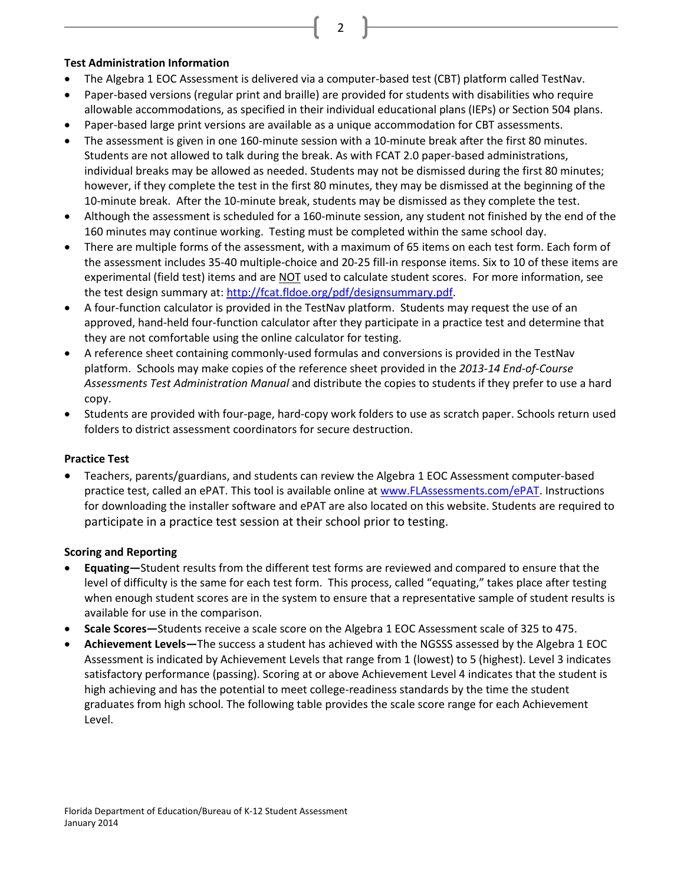**Test Administration Information**

- The Algebra 1 EOC Assessment is delivered via a computer-based test (CBT) platform called TestNav.
- Paper-based versions (regular print and braille) are provided for students with disabilities who require allowable accommodations, as specified in their individual educational plans (IEPs) or Section 504 plans.
- Paper-based large print versions are available as a unique accommodation for CBT assessments.
- The assessment is given in one 160-minute session with a 10-minute break after the first 80 minutes. Students are not allowed to talk during the break. As with FCAT 2.0 paper-based administrations, individual breaks may be allowed as needed. Students may not be dismissed during the first 80 minutes; however, if they complete the test in the first 80 minutes, they may be dismissed at the beginning of the 10-minute break. After the 10-minute break, students may be dismissed as they complete the test.
- Although the assessment is scheduled for a 160-minute session, any student not finished by the end of the 160 minutes may continue working. Testing must be completed within the same school day.
- There are multiple forms of the assessment, with a maximum of 65 items on each test form. Each form of the assessment includes 35-40 multiple-choice and 20-25 fill-in response items. Six to 10 of these items are experimental (field test) items and are NOT used to calculate student scores. For more information, see the test design summary at: http://fcat.fldoe.org/pdf/designsummary.pdf.
- A four-function calculator is provided in the TestNav platform. Students may request the use of an approved, hand-held four-function calculator after they participate in a practice test and determine that they are not comfortable using the online calculator for testing.
- A reference sheet containing commonly-used formulas and conversions is provided in the TestNav platform. Schools may make copies of the reference sheet provided in the *2013-14 End-of-Course Assessments Test Administration Manual* and distribute the copies to students if they prefer to use a hard copy.
- Students are provided with four-page, hard-copy work folders to use as scratch paper. Schools return used folders to district assessment coordinators for secure destruction.

**Practice Test**

- Teachers, parents/guardians, and students can review the Algebra 1 EOC Assessment computer-based practice test, called an ePAT. This tool is available online at www.FLAssessments.com/ePAT. Instructions for downloading the installer software and ePAT are also located on this website. Students are required to participate in a practice test session at their school prior to testing.

**Scoring and Reporting**

- **Equating—**Student results from the different test forms are reviewed and compared to ensure that the level of difficulty is the same for each test form. This process, called "equating," takes place after testing when enough student scores are in the system to ensure that a representative sample of student results is available for use in the comparison.
- **Scale Scores—**Students receive a scale score on the Algebra 1 EOC Assessment scale of 325 to 475.
- **Achievement Levels—**The success a student has achieved with the NGSSS assessed by the Algebra 1 EOC Assessment is indicated by Achievement Levels that range from 1 (lowest) to 5 (highest). Level 3 indicates satisfactory performance (passing). Scoring at or above Achievement Level 4 indicates that the student is high achieving and has the potential to meet college-readiness standards by the time the student graduates from high school. The following table provides the scale score range for each Achievement Level.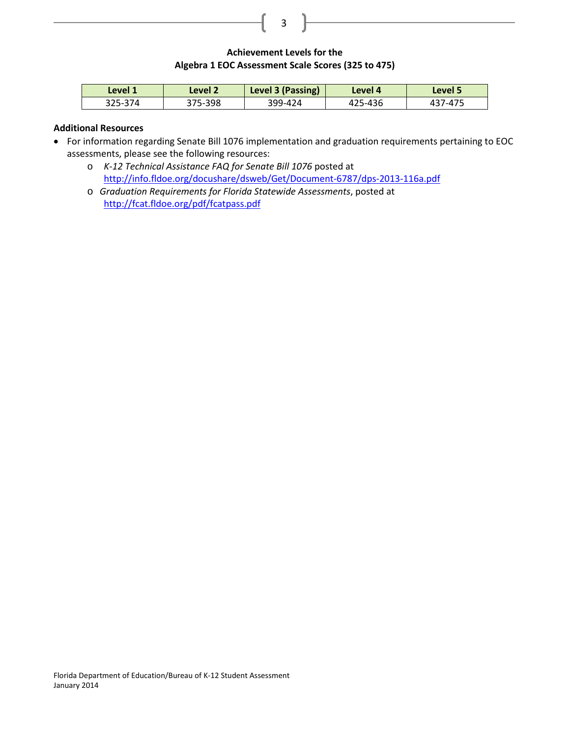**Achievement Levels for the Algebra 1 EOC Assessment Scale Scores (325 to 475)**

| Level 1 | Level 2 | Level 3 (Passing) | Level 4 | Level 5 |
|---|---|---|---|---|
| 325-374 | 375-398 | 399-424 | 425-436 | 437-475 |

**Additional Resources**

- For information regarding Senate Bill 1076 implementation and graduation requirements pertaining to EOC assessments, please see the following resources:
  - *K-12 Technical Assistance FAQ for Senate Bill 1076* posted at http://info.fldoe.org/docushare/dsweb/Get/Document-6787/dps-2013-116a.pdf
  - *Graduation Requirements for Florida Statewide Assessments*, posted at http://fcat.fldoe.org/pdf/fcatpass.pdf

Florida Department of Education/Bureau of K-12 Student Assessment
January 2014